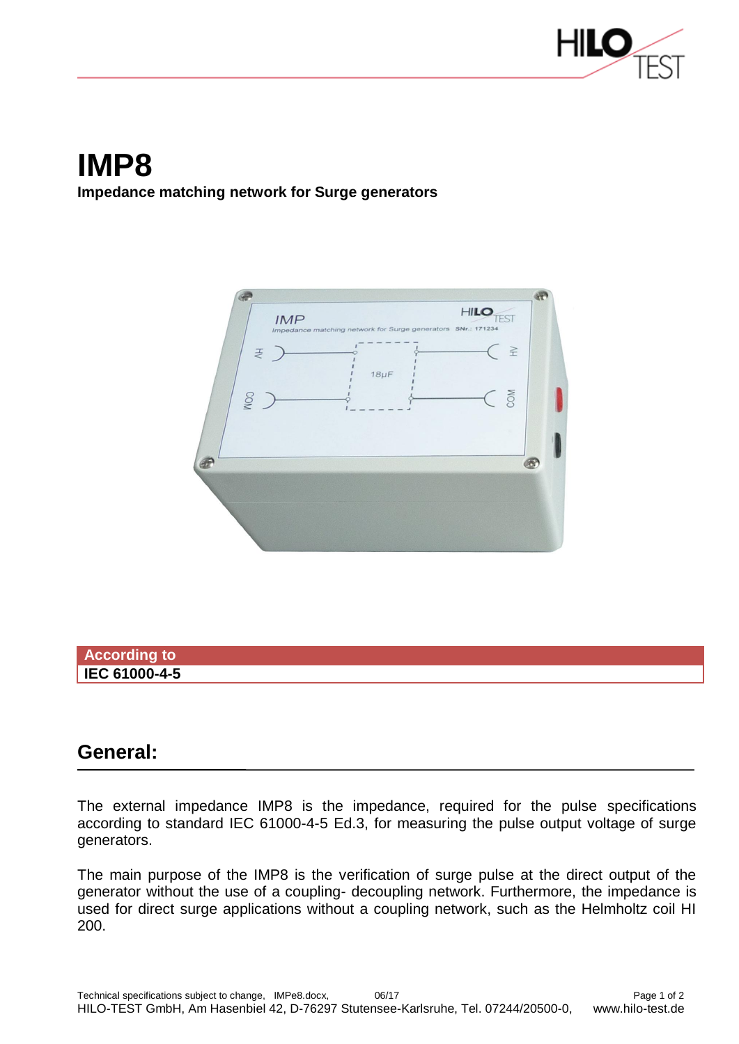# IMP8

**Impedance matching network for Surge generators**

| According to |
|---|
| **IEC 61000-4-5** |

## General:

The external impedance IMP8 is the impedance, required for the pulse specifications according to standard IEC 61000-4-5 Ed.3, for measuring the pulse output voltage of surge generators.

The main purpose of the IMP8 is the verification of surge pulse at the direct output of the generator without the use of a coupling- decoupling network. Furthermore, the impedance is used for direct surge applications without a coupling network, such as the Helmholtz coil HI 200.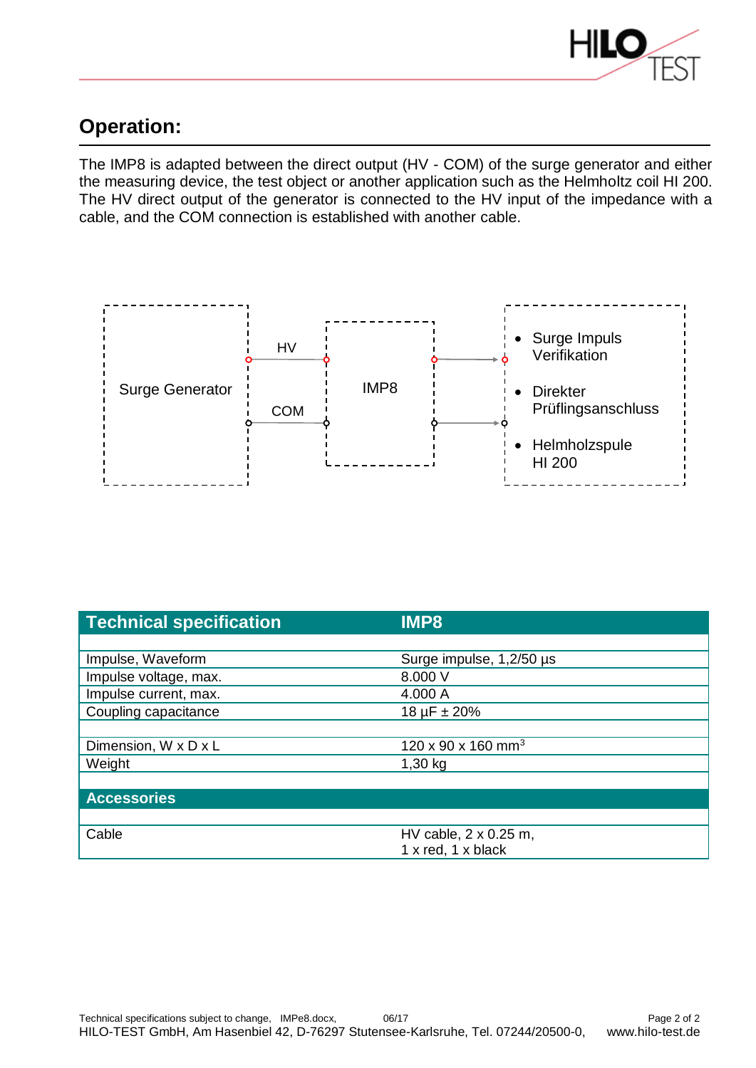## Operation:

The IMP8 is adapted between the direct output (HV - COM) of the surge generator and either the measuring device, the test object or another application such as the Helmholtz coil HI 200. The HV direct output of the generator is connected to the HV input of the impedance with a cable, and the COM connection is established with another cable.

Surge Generator

HV

COM

IMP8

- Surge Impuls Verifikation
- Direkter Prüflingsanschluss
- Helmholzspule HI 200

| Technical specification | IMP8 |
|---|---|
| | |
| Impulse, Waveform | Surge impulse, 1,2/50 µs |
| Impulse voltage, max. | 8.000 V |
| Impulse current, max. | 4.000 A |
| Coupling capacitance | 18 µF ± 20% |
| | |
| Dimension, W x D x L | 120 x 90 x 160 $mm^3$ |
| Weight | 1,30 kg |
| | |
| **Accessories** | |
| | |
| Cable | HV cable, 2 x 0.25 m, 1 x red, 1 x black |

Technical specifications subject to change, IMPe8.docx, 06/17

HILO-TEST GmbH, Am Hasenbiel 42, D-76297 Stutensee-Karlsruhe, Tel. 07244/20500-0, www.hilo-test.de